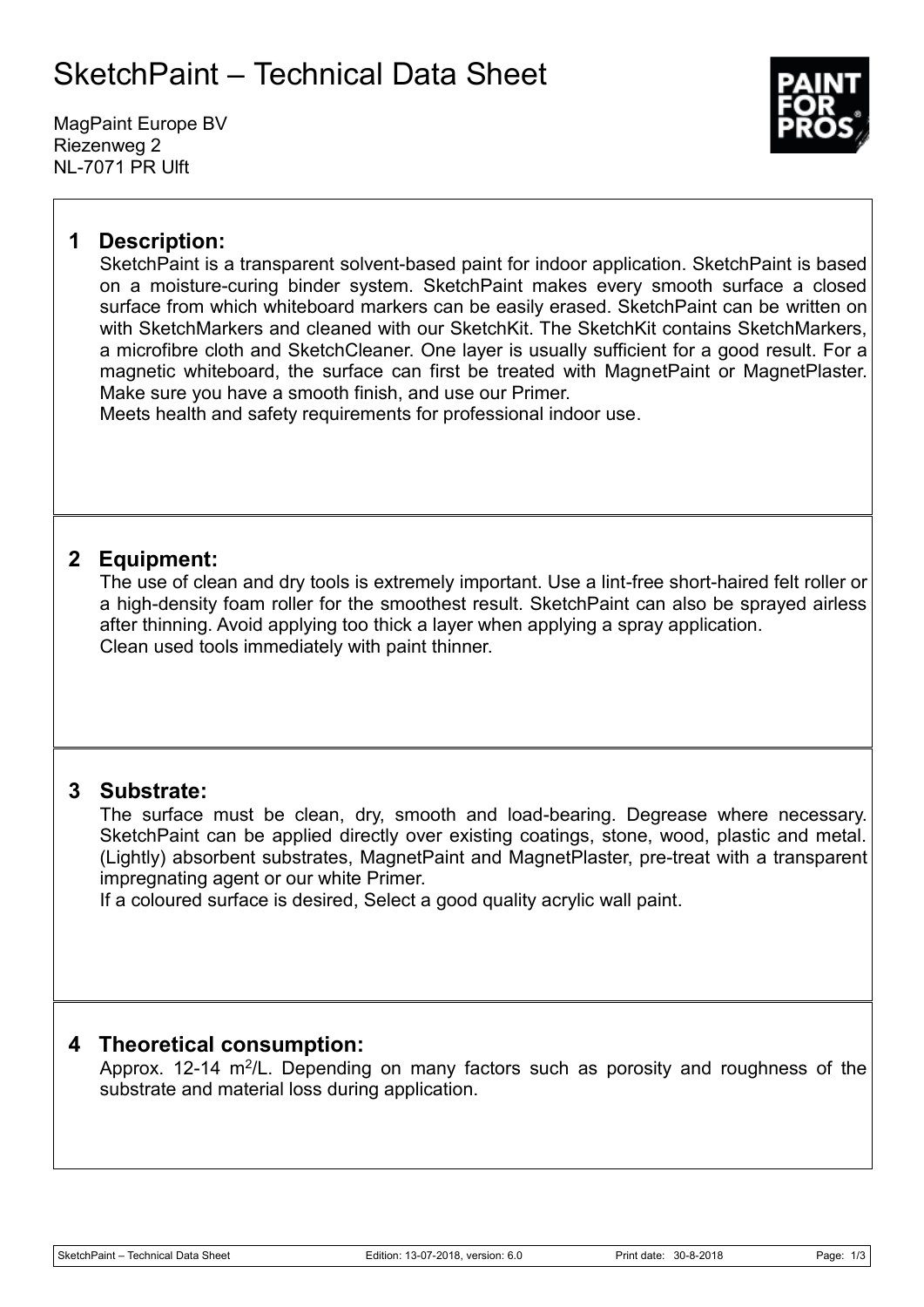# SketchPaint – Technical Data Sheet

MagPaint Europe BV
Riezenweg 2
NL-7071 PR Ulft

## 1 Description:

SketchPaint is a transparent solvent-based paint for indoor application. SketchPaint is based on a moisture-curing binder system. SketchPaint makes every smooth surface a closed surface from which whiteboard markers can be easily erased. SketchPaint can be written on with SketchMarkers and cleaned with our SketchKit. The SketchKit contains SketchMarkers, a microfibre cloth and SketchCleaner. One layer is usually sufficient for a good result. For a magnetic whiteboard, the surface can first be treated with MagnetPaint or MagnetPlaster. Make sure you have a smooth finish, and use our Primer.
Meets health and safety requirements for professional indoor use.

## 2 Equipment:

The use of clean and dry tools is extremely important. Use a lint-free short-haired felt roller or a high-density foam roller for the smoothest result. SketchPaint can also be sprayed airless after thinning. Avoid applying too thick a layer when applying a spray application.
Clean used tools immediately with paint thinner.

## 3 Substrate:

The surface must be clean, dry, smooth and load-bearing. Degrease where necessary. SketchPaint can be applied directly over existing coatings, stone, wood, plastic and metal. (Lightly) absorbent substrates, MagnetPaint and MagnetPlaster, pre-treat with a transparent impregnating agent or our white Primer.
If a coloured surface is desired, Select a good quality acrylic wall paint.

## 4 Theoretical consumption:

Approx. 12-14 $m^2$/L. Depending on many factors such as porosity and roughness of the substrate and material loss during application.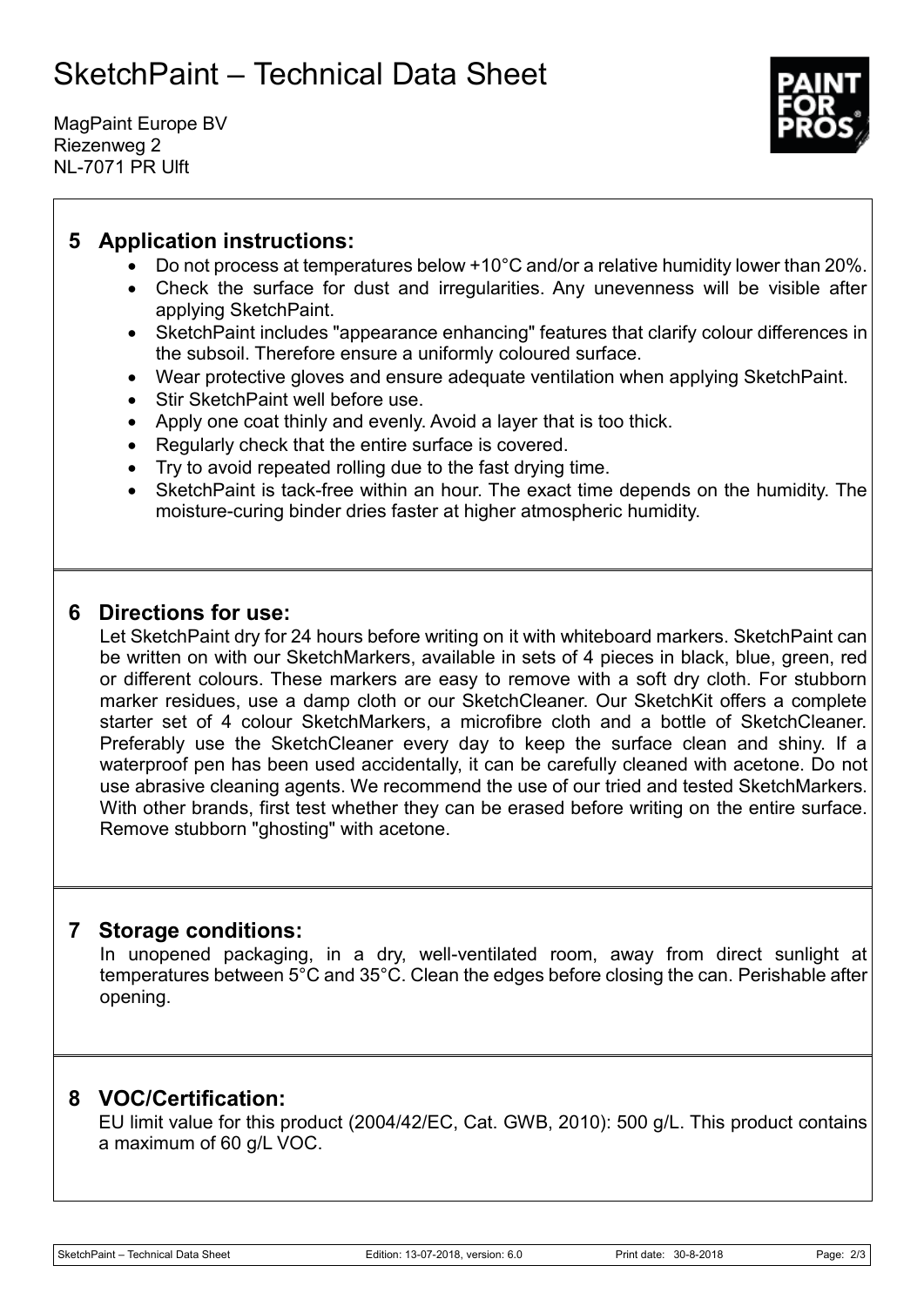# SketchPaint – Technical Data Sheet

MagPaint Europe BV
Riezenweg 2
NL-7071 PR Ulft

## 5 Application instructions:

- Do not process at temperatures below +10°C and/or a relative humidity lower than 20%.
- Check the surface for dust and irregularities. Any unevenness will be visible after applying SketchPaint.
- SketchPaint includes "appearance enhancing" features that clarify colour differences in the subsoil. Therefore ensure a uniformly coloured surface.
- Wear protective gloves and ensure adequate ventilation when applying SketchPaint.
- Stir SketchPaint well before use.
- Apply one coat thinly and evenly. Avoid a layer that is too thick.
- Regularly check that the entire surface is covered.
- Try to avoid repeated rolling due to the fast drying time.
- SketchPaint is tack-free within an hour. The exact time depends on the humidity. The moisture-curing binder dries faster at higher atmospheric humidity.

## 6 Directions for use:

Let SketchPaint dry for 24 hours before writing on it with whiteboard markers. SketchPaint can be written on with our SketchMarkers, available in sets of 4 pieces in black, blue, green, red or different colours. These markers are easy to remove with a soft dry cloth. For stubborn marker residues, use a damp cloth or our SketchCleaner. Our SketchKit offers a complete starter set of 4 colour SketchMarkers, a microfibre cloth and a bottle of SketchCleaner. Preferably use the SketchCleaner every day to keep the surface clean and shiny. If a waterproof pen has been used accidentally, it can be carefully cleaned with acetone. Do not use abrasive cleaning agents. We recommend the use of our tried and tested SketchMarkers. With other brands, first test whether they can be erased before writing on the entire surface. Remove stubborn "ghosting" with acetone.

## 7 Storage conditions:

In unopened packaging, in a dry, well-ventilated room, away from direct sunlight at temperatures between 5°C and 35°C. Clean the edges before closing the can. Perishable after opening.

## 8 VOC/Certification:

EU limit value for this product (2004/42/EC, Cat. GWB, 2010): 500 g/L. This product contains a maximum of 60 g/L VOC.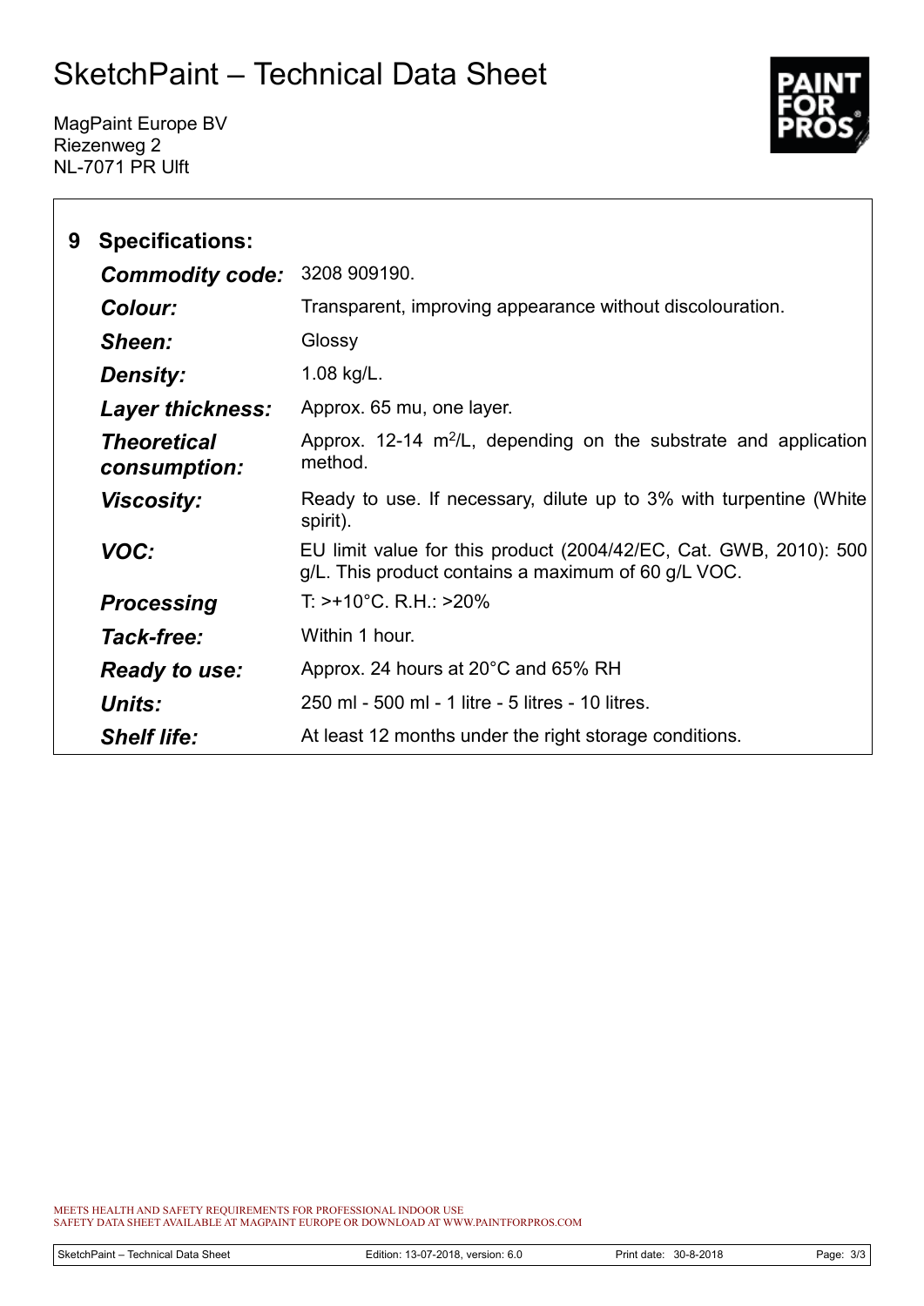# SketchPaint – Technical Data Sheet

MagPaint Europe BV
Riezenweg 2
NL-7071 PR Ulft

## 9 Specifications:

| | |
|---|---|
| ***Commodity code:*** | 3208 909190. |
| ***Colour:*** | Transparent, improving appearance without discolouration. |
| ***Sheen:*** | Glossy |
| ***Density:*** | 1.08 kg/L. |
| ***Layer thickness:*** | Approx. 65 mu, one layer. |
| ***Theoretical consumption:*** | Approx. 12-14 $m^2$/L, depending on the substrate and application method. |
| ***Viscosity:*** | Ready to use. If necessary, dilute up to 3% with turpentine (White spirit). |
| ***VOC:*** | EU limit value for this product (2004/42/EC, Cat. GWB, 2010): 500 g/L. This product contains a maximum of 60 g/L VOC. |
| ***Processing*** | T: >+10°C. R.H.: >20% |
| ***Tack-free:*** | Within 1 hour. |
| ***Ready to use:*** | Approx. 24 hours at 20°C and 65% RH |
| ***Units:*** | 250 ml - 500 ml - 1 litre - 5 litres - 10 litres. |
| ***Shelf life:*** | At least 12 months under the right storage conditions. |

MEETS HEALTH AND SAFETY REQUIREMENTS FOR PROFESSIONAL INDOOR USE
SAFETY DATA SHEET AVAILABLE AT MAGPAINT EUROPE OR DOWNLOAD AT WWW.PAINTFORPROS.COM